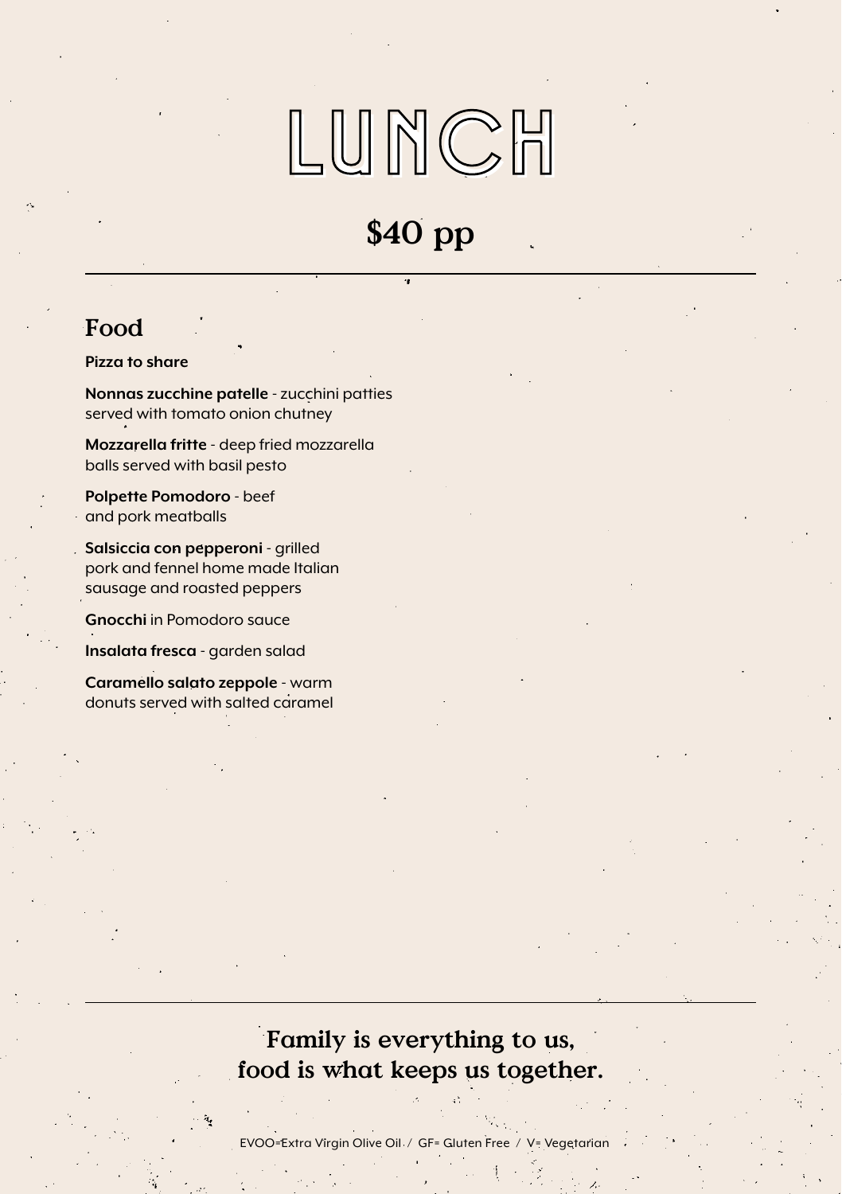# LUNCH

## $40 pp

---

## Food

**Pizza to share**

**Nonnas zucchine patelle** - zucchini patties served with tomato onion chutney

**Mozzarella fritte** - deep fried mozzarella balls served with basil pesto

**Polpette Pomodoro** - beef and pork meatballs

**Salsiccia con pepperoni** - grilled pork and fennel home made Italian sausage and roasted peppers

**Gnocchi** in Pomodoro sauce

**Insalata fresca** - garden salad

**Caramello salato zeppole** - warm donuts served with salted caramel

---

**Family is everything to us,**
**food is what keeps us together.**

EVOO=Extra Virgin Olive Oil / GF= Gluten Free / V= Vegetarian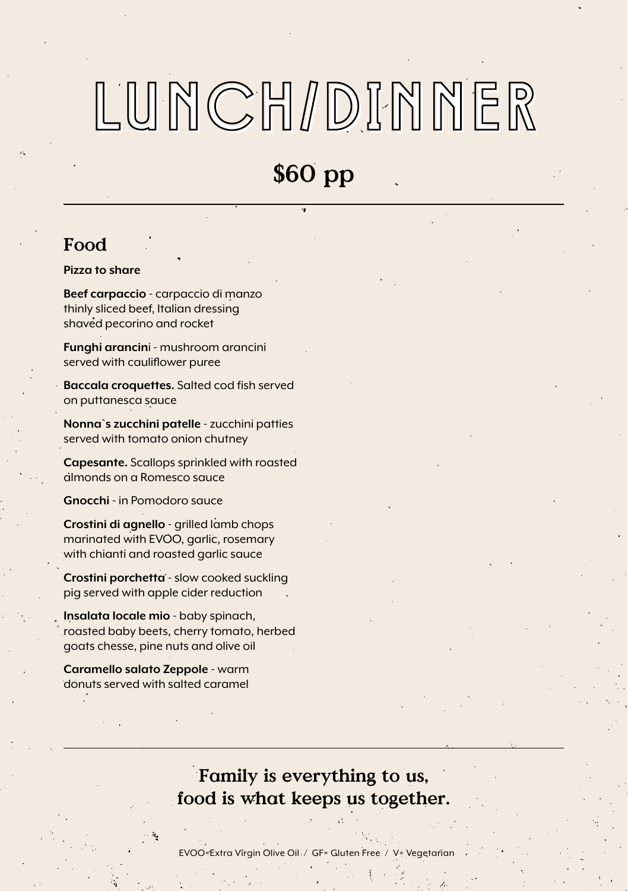# LUNCH/DINNER

## $60 pp

---

## Food

**Pizza to share**

**Beef carpaccio** - carpaccio di manzo thinly sliced beef, Italian dressing shaved pecorino and rocket

**Funghi arancini** - mushroom arancini served with cauliflower puree

**Baccala croquettes.** Salted cod fish served on puttanesca sauce

**Nonna`s zucchini patelle** - zucchini patties served with tomato onion chutney

**Capesante.** Scallops sprinkled with roasted almonds on a Romesco sauce

**Gnocchi** - in Pomodoro sauce

**Crostini di agnello** - grilled lamb chops marinated with EVOO, garlic, rosemary with chianti and roasted garlic sauce

**Crostini porchetta** - slow cooked suckling pig served with apple cider reduction

**Insalata locale mio** - baby spinach, roasted baby beets, cherry tomato, herbed goats chesse, pine nuts and olive oil

**Caramello salato Zeppole** - warm donuts served with salted caramel

---

**Family is everything to us, food is what keeps us together.**

EVOO=Extra Virgin Olive Oil / GF= Gluten Free / V= Vegetarian